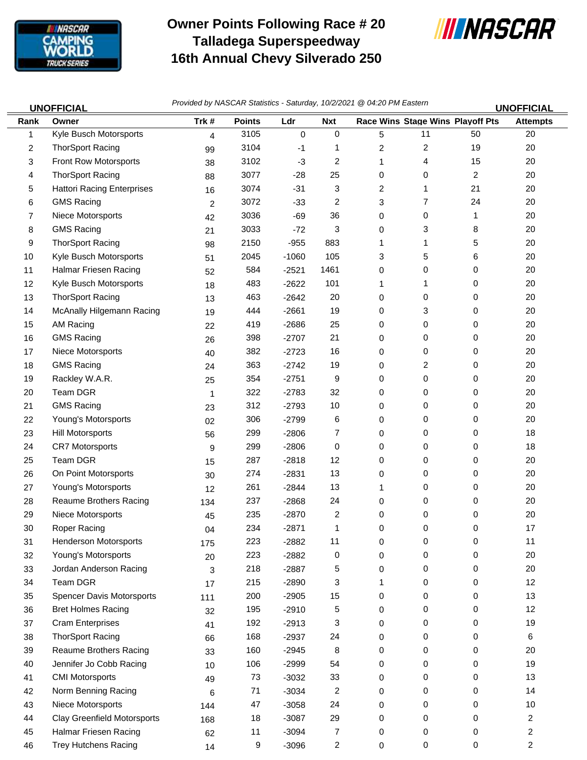# Owner Points Following Race # 20
# Talladega Superspeedway
# 16th Annual Chevy Silverado 250

UNOFFICIAL

*Provided by NASCAR Statistics - Saturday, 10/2/2021 @ 04:20 PM Eastern*

UNOFFICIAL

| Rank | Owner | Trk # | Points | Ldr | Nxt | Race Wins | Stage Wins | Playoff Pts | Attempts |
|---|---|---|---|---|---|---|---|---|---|
| 1 | Kyle Busch Motorsports | 4 | 3105 | 0 | 0 | 5 | 11 | 50 | 20 |
| 2 | ThorSport Racing | 99 | 3104 | -1 | 1 | 2 | 2 | 19 | 20 |
| 3 | Front Row Motorsports | 38 | 3102 | -3 | 2 | 1 | 4 | 15 | 20 |
| 4 | ThorSport Racing | 88 | 3077 | -28 | 25 | 0 | 0 | 2 | 20 |
| 5 | Hattori Racing Enterprises | 16 | 3074 | -31 | 3 | 2 | 1 | 21 | 20 |
| 6 | GMS Racing | 2 | 3072 | -33 | 2 | 3 | 7 | 24 | 20 |
| 7 | Niece Motorsports | 42 | 3036 | -69 | 36 | 0 | 0 | 1 | 20 |
| 8 | GMS Racing | 21 | 3033 | -72 | 3 | 0 | 3 | 8 | 20 |
| 9 | ThorSport Racing | 98 | 2150 | -955 | 883 | 1 | 1 | 5 | 20 |
| 10 | Kyle Busch Motorsports | 51 | 2045 | -1060 | 105 | 3 | 5 | 6 | 20 |
| 11 | Halmar Friesen Racing | 52 | 584 | -2521 | 1461 | 0 | 0 | 0 | 20 |
| 12 | Kyle Busch Motorsports | 18 | 483 | -2622 | 101 | 1 | 1 | 0 | 20 |
| 13 | ThorSport Racing | 13 | 463 | -2642 | 20 | 0 | 0 | 0 | 20 |
| 14 | McAnally Hilgemann Racing | 19 | 444 | -2661 | 19 | 0 | 3 | 0 | 20 |
| 15 | AM Racing | 22 | 419 | -2686 | 25 | 0 | 0 | 0 | 20 |
| 16 | GMS Racing | 26 | 398 | -2707 | 21 | 0 | 0 | 0 | 20 |
| 17 | Niece Motorsports | 40 | 382 | -2723 | 16 | 0 | 0 | 0 | 20 |
| 18 | GMS Racing | 24 | 363 | -2742 | 19 | 0 | 2 | 0 | 20 |
| 19 | Rackley W.A.R. | 25 | 354 | -2751 | 9 | 0 | 0 | 0 | 20 |
| 20 | Team DGR | 1 | 322 | -2783 | 32 | 0 | 0 | 0 | 20 |
| 21 | GMS Racing | 23 | 312 | -2793 | 10 | 0 | 0 | 0 | 20 |
| 22 | Young's Motorsports | 02 | 306 | -2799 | 6 | 0 | 0 | 0 | 20 |
| 23 | Hill Motorsports | 56 | 299 | -2806 | 7 | 0 | 0 | 0 | 18 |
| 24 | CR7 Motorsports | 9 | 299 | -2806 | 0 | 0 | 0 | 0 | 18 |
| 25 | Team DGR | 15 | 287 | -2818 | 12 | 0 | 0 | 0 | 20 |
| 26 | On Point Motorsports | 30 | 274 | -2831 | 13 | 0 | 0 | 0 | 20 |
| 27 | Young's Motorsports | 12 | 261 | -2844 | 13 | 1 | 0 | 0 | 20 |
| 28 | Reaume Brothers Racing | 134 | 237 | -2868 | 24 | 0 | 0 | 0 | 20 |
| 29 | Niece Motorsports | 45 | 235 | -2870 | 2 | 0 | 0 | 0 | 20 |
| 30 | Roper Racing | 04 | 234 | -2871 | 1 | 0 | 0 | 0 | 17 |
| 31 | Henderson Motorsports | 175 | 223 | -2882 | 11 | 0 | 0 | 0 | 11 |
| 32 | Young's Motorsports | 20 | 223 | -2882 | 0 | 0 | 0 | 0 | 20 |
| 33 | Jordan Anderson Racing | 3 | 218 | -2887 | 5 | 0 | 0 | 0 | 20 |
| 34 | Team DGR | 17 | 215 | -2890 | 3 | 1 | 0 | 0 | 12 |
| 35 | Spencer Davis Motorsports | 111 | 200 | -2905 | 15 | 0 | 0 | 0 | 13 |
| 36 | Bret Holmes Racing | 32 | 195 | -2910 | 5 | 0 | 0 | 0 | 12 |
| 37 | Cram Enterprises | 41 | 192 | -2913 | 3 | 0 | 0 | 0 | 19 |
| 38 | ThorSport Racing | 66 | 168 | -2937 | 24 | 0 | 0 | 0 | 6 |
| 39 | Reaume Brothers Racing | 33 | 160 | -2945 | 8 | 0 | 0 | 0 | 20 |
| 40 | Jennifer Jo Cobb Racing | 10 | 106 | -2999 | 54 | 0 | 0 | 0 | 19 |
| 41 | CMI Motorsports | 49 | 73 | -3032 | 33 | 0 | 0 | 0 | 13 |
| 42 | Norm Benning Racing | 6 | 71 | -3034 | 2 | 0 | 0 | 0 | 14 |
| 43 | Niece Motorsports | 144 | 47 | -3058 | 24 | 0 | 0 | 0 | 10 |
| 44 | Clay Greenfield Motorsports | 168 | 18 | -3087 | 29 | 0 | 0 | 0 | 2 |
| 45 | Halmar Friesen Racing | 62 | 11 | -3094 | 7 | 0 | 0 | 0 | 2 |
| 46 | Trey Hutchens Racing | 14 | 9 | -3096 | 2 | 0 | 0 | 0 | 2 |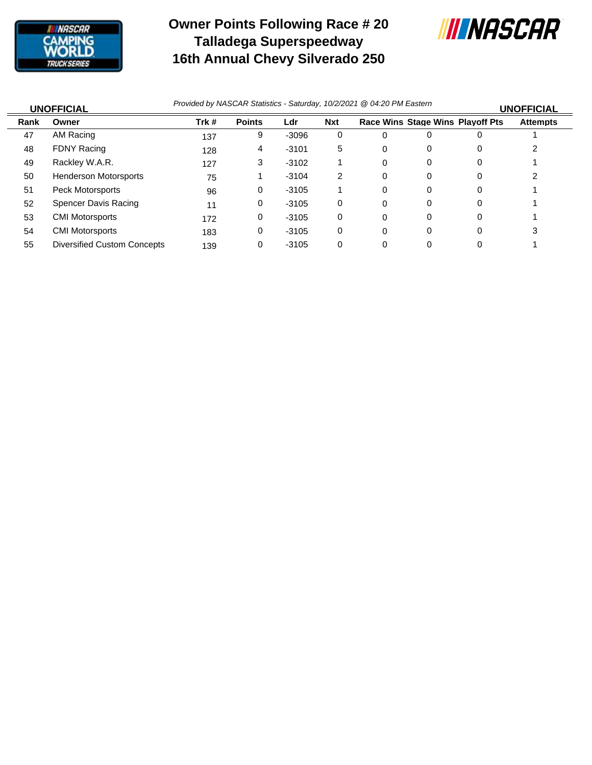# Owner Points Following Race # 20
## Talladega Superspeedway
## 16th Annual Chevy Silverado 250

**UNOFFICIAL** *Provided by NASCAR Statistics - Saturday, 10/2/2021 @ 04:20 PM Eastern* **UNOFFICIAL**

| Rank | Owner | Trk # | Points | Ldr | Nxt | Race Wins | Stage Wins | Playoff Pts | Attempts |
|---|---|---|---|---|---|---|---|---|---|
| 47 | AM Racing | 137 | 9 | -3096 | 0 | 0 | 0 | 0 | 1 |
| 48 | FDNY Racing | 128 | 4 | -3101 | 5 | 0 | 0 | 0 | 2 |
| 49 | Rackley W.A.R. | 127 | 3 | -3102 | 1 | 0 | 0 | 0 | 1 |
| 50 | Henderson Motorsports | 75 | 1 | -3104 | 2 | 0 | 0 | 0 | 2 |
| 51 | Peck Motorsports | 96 | 0 | -3105 | 1 | 0 | 0 | 0 | 1 |
| 52 | Spencer Davis Racing | 11 | 0 | -3105 | 0 | 0 | 0 | 0 | 1 |
| 53 | CMI Motorsports | 172 | 0 | -3105 | 0 | 0 | 0 | 0 | 1 |
| 54 | CMI Motorsports | 183 | 0 | -3105 | 0 | 0 | 0 | 0 | 3 |
| 55 | Diversified Custom Concepts | 139 | 0 | -3105 | 0 | 0 | 0 | 0 | 1 |